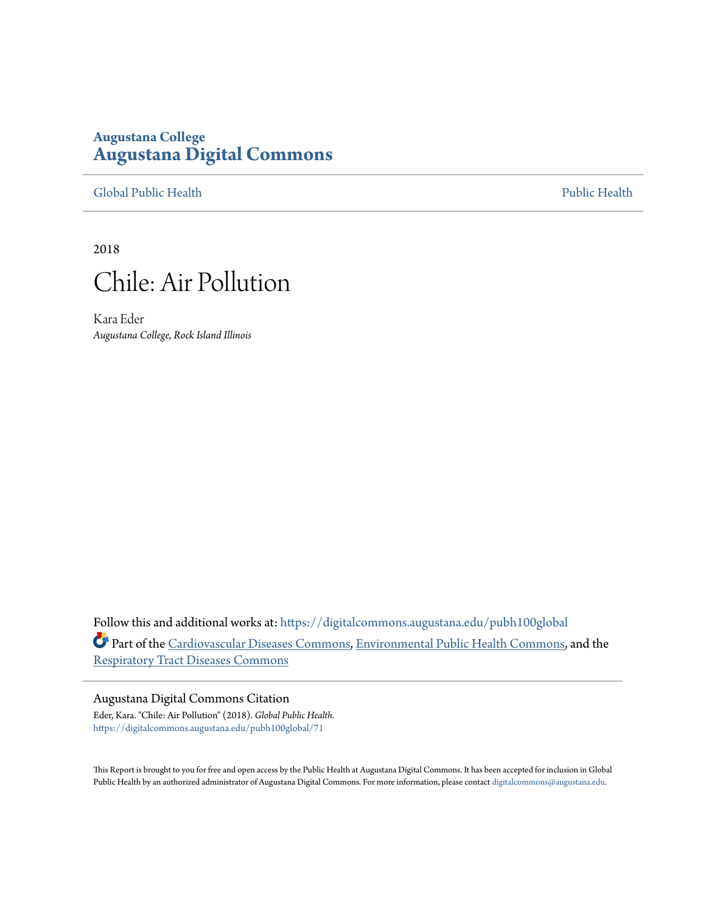Augustana College

# Augustana Digital Commons

Global Public Health | Public Health

2018

# Chile: Air Pollution

Kara Eder

*Augustana College, Rock Island Illinois*

Follow this and additional works at: https://digitalcommons.augustana.edu/pubh100global

Part of the Cardiovascular Diseases Commons, Environmental Public Health Commons, and the Respiratory Tract Diseases Commons

## Augustana Digital Commons Citation

Eder, Kara. "Chile: Air Pollution" (2018). *Global Public Health.*
https://digitalcommons.augustana.edu/pubh100global/71

This Report is brought to you for free and open access by the Public Health at Augustana Digital Commons. It has been accepted for inclusion in Global Public Health by an authorized administrator of Augustana Digital Commons. For more information, please contact digitalcommons@augustana.edu.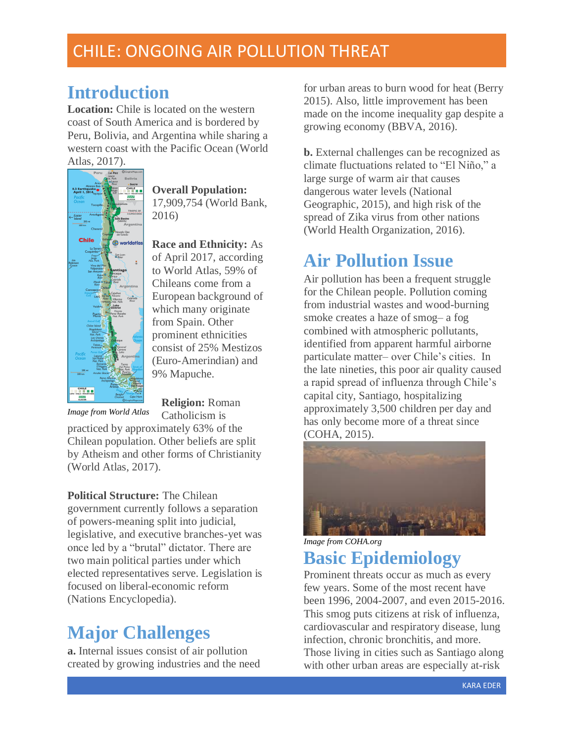# CHILE: ONGOING AIR POLLUTION THREAT

## Introduction

**Location:** Chile is located on the western coast of South America and is bordered by Peru, Bolivia, and Argentina while sharing a western coast with the Pacific Ocean (World Atlas, 2017).

*Image from World Atlas*

**Overall Population:** 17,909,754 (World Bank, 2016)

**Race and Ethnicity:** As of April 2017, according to World Atlas, 59% of Chileans come from a European background of which many originate from Spain. Other prominent ethnicities consist of 25% Mestizos (Euro-Amerindian) and 9% Mapuche.

**Religion:** Roman Catholicism is practiced by approximately 63% of the Chilean population. Other beliefs are split by Atheism and other forms of Christianity (World Atlas, 2017).

**Political Structure:** The Chilean government currently follows a separation of powers-meaning split into judicial, legislative, and executive branches-yet was once led by a "brutal" dictator. There are two main political parties under which elected representatives serve. Legislation is focused on liberal-economic reform (Nations Encyclopedia).

## Major Challenges

**a.** Internal issues consist of air pollution created by growing industries and the need for urban areas to burn wood for heat (Berry 2015). Also, little improvement has been made on the income inequality gap despite a growing economy (BBVA, 2016).

**b.** External challenges can be recognized as climate fluctuations related to "El Niño," a large surge of warm air that causes dangerous water levels (National Geographic, 2015), and high risk of the spread of Zika virus from other nations (World Health Organization, 2016).

## Air Pollution Issue

Air pollution has been a frequent struggle for the Chilean people. Pollution coming from industrial wastes and wood-burning smoke creates a haze of smog– a fog combined with atmospheric pollutants, identified from apparent harmful airborne particulate matter– over Chile's cities. In the late nineties, this poor air quality caused a rapid spread of influenza through Chile's capital city, Santiago, hospitalizing approximately 3,500 children per day and has only become more of a threat since (COHA, 2015).

*Image from COHA.org*

## Basic Epidemiology

Prominent threats occur as much as every few years. Some of the most recent have been 1996, 2004-2007, and even 2015-2016. This smog puts citizens at risk of influenza, cardiovascular and respiratory disease, lung infection, chronic bronchitis, and more. Those living in cities such as Santiago along with other urban areas are especially at-risk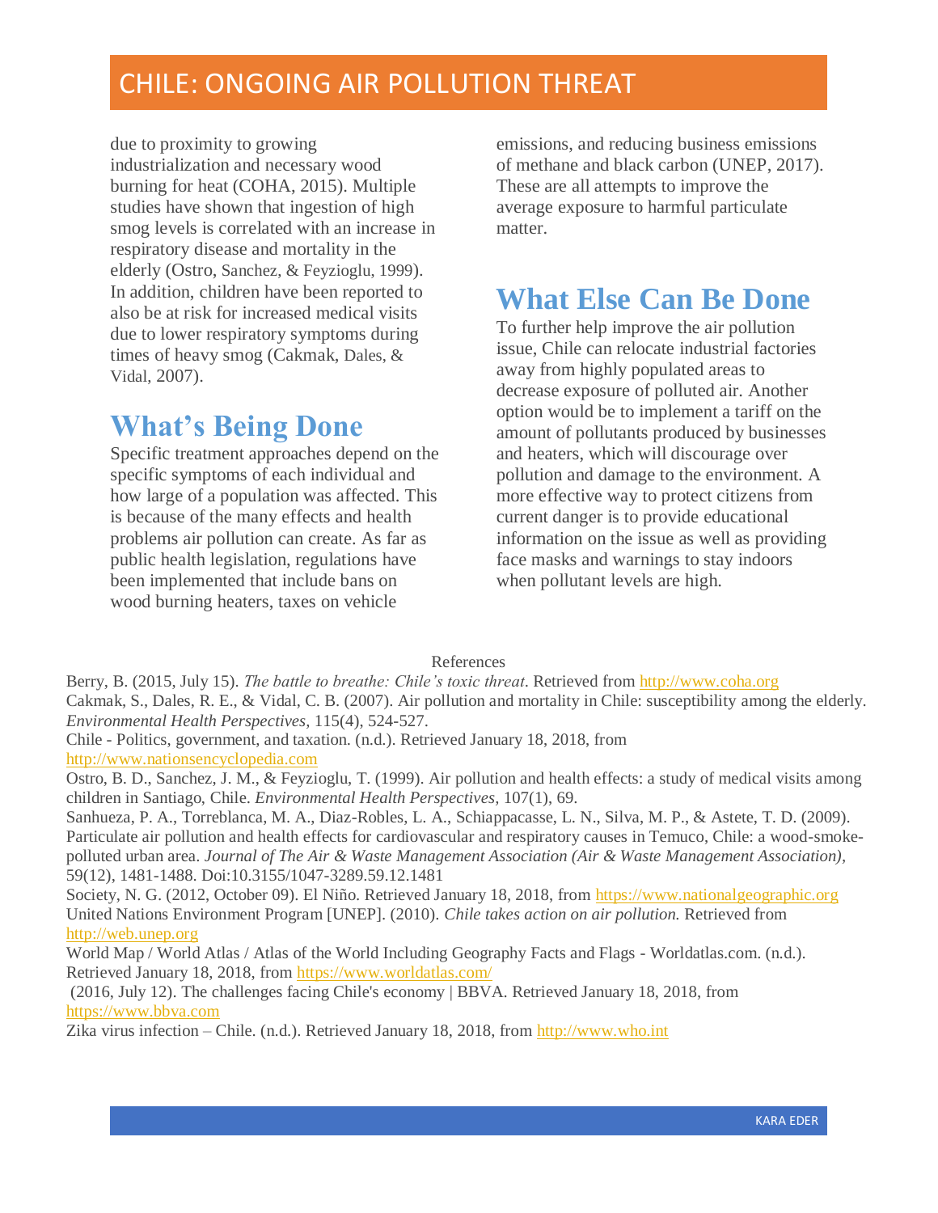due to proximity to growing industrialization and necessary wood burning for heat (COHA, 2015). Multiple studies have shown that ingestion of high smog levels is correlated with an increase in respiratory disease and mortality in the elderly (Ostro, Sanchez, & Feyzioglu, 1999). In addition, children have been reported to also be at risk for increased medical visits due to lower respiratory symptoms during times of heavy smog (Cakmak, Dales, & Vidal, 2007).

## What's Being Done

Specific treatment approaches depend on the specific symptoms of each individual and how large of a population was affected. This is because of the many effects and health problems air pollution can create. As far as public health legislation, regulations have been implemented that include bans on wood burning heaters, taxes on vehicle emissions, and reducing business emissions of methane and black carbon (UNEP, 2017). These are all attempts to improve the average exposure to harmful particulate matter.

## What Else Can Be Done

To further help improve the air pollution issue, Chile can relocate industrial factories away from highly populated areas to decrease exposure of polluted air. Another option would be to implement a tariff on the amount of pollutants produced by businesses and heaters, which will discourage over pollution and damage to the environment. A more effective way to protect citizens from current danger is to provide educational information on the issue as well as providing face masks and warnings to stay indoors when pollutant levels are high.

References

Berry, B. (2015, July 15). *The battle to breathe: Chile's toxic threat*. Retrieved from http://www.coha.org

Cakmak, S., Dales, R. E., & Vidal, C. B. (2007). Air pollution and mortality in Chile: susceptibility among the elderly. *Environmental Health Perspectives*, 115(4), 524-527.

Chile - Politics, government, and taxation. (n.d.). Retrieved January 18, 2018, from http://www.nationsencyclopedia.com

Ostro, B. D., Sanchez, J. M., & Feyzioglu, T. (1999). Air pollution and health effects: a study of medical visits among children in Santiago, Chile. *Environmental Health Perspectives*, 107(1), 69.

Sanhueza, P. A., Torreblanca, M. A., Diaz-Robles, L. A., Schiappacasse, L. N., Silva, M. P., & Astete, T. D. (2009). Particulate air pollution and health effects for cardiovascular and respiratory causes in Temuco, Chile: a wood-smoke-polluted urban area. *Journal of The Air & Waste Management Association (Air & Waste Management Association)*, 59(12), 1481-1488. Doi:10.3155/1047-3289.59.12.1481

Society, N. G. (2012, October 09). El Niño. Retrieved January 18, 2018, from https://www.nationalgeographic.org

United Nations Environment Program [UNEP]. (2010). *Chile takes action on air pollution.* Retrieved from http://web.unep.org

World Map / World Atlas / Atlas of the World Including Geography Facts and Flags - Worldatlas.com. (n.d.). Retrieved January 18, 2018, from https://www.worldatlas.com/

(2016, July 12). The challenges facing Chile's economy | BBVA. Retrieved January 18, 2018, from https://www.bbva.com

Zika virus infection – Chile. (n.d.). Retrieved January 18, 2018, from http://www.who.int